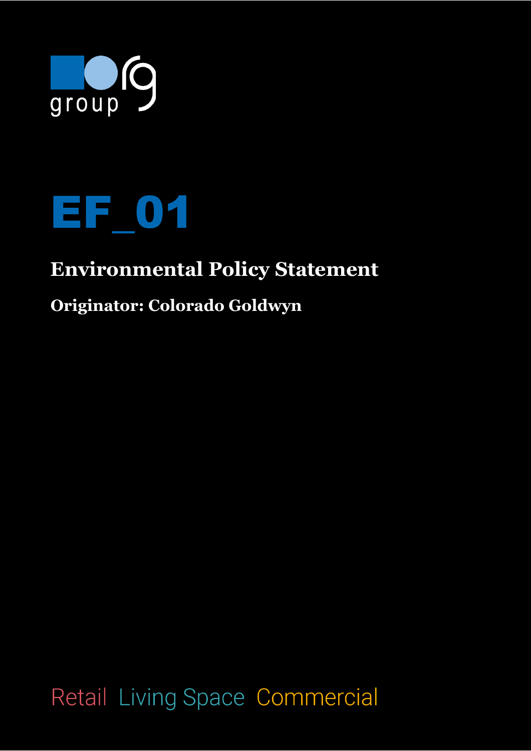org group

# EF_01

## Environmental Policy Statement

**Originator: Colorado Goldwyn**

Retail Living Space Commercial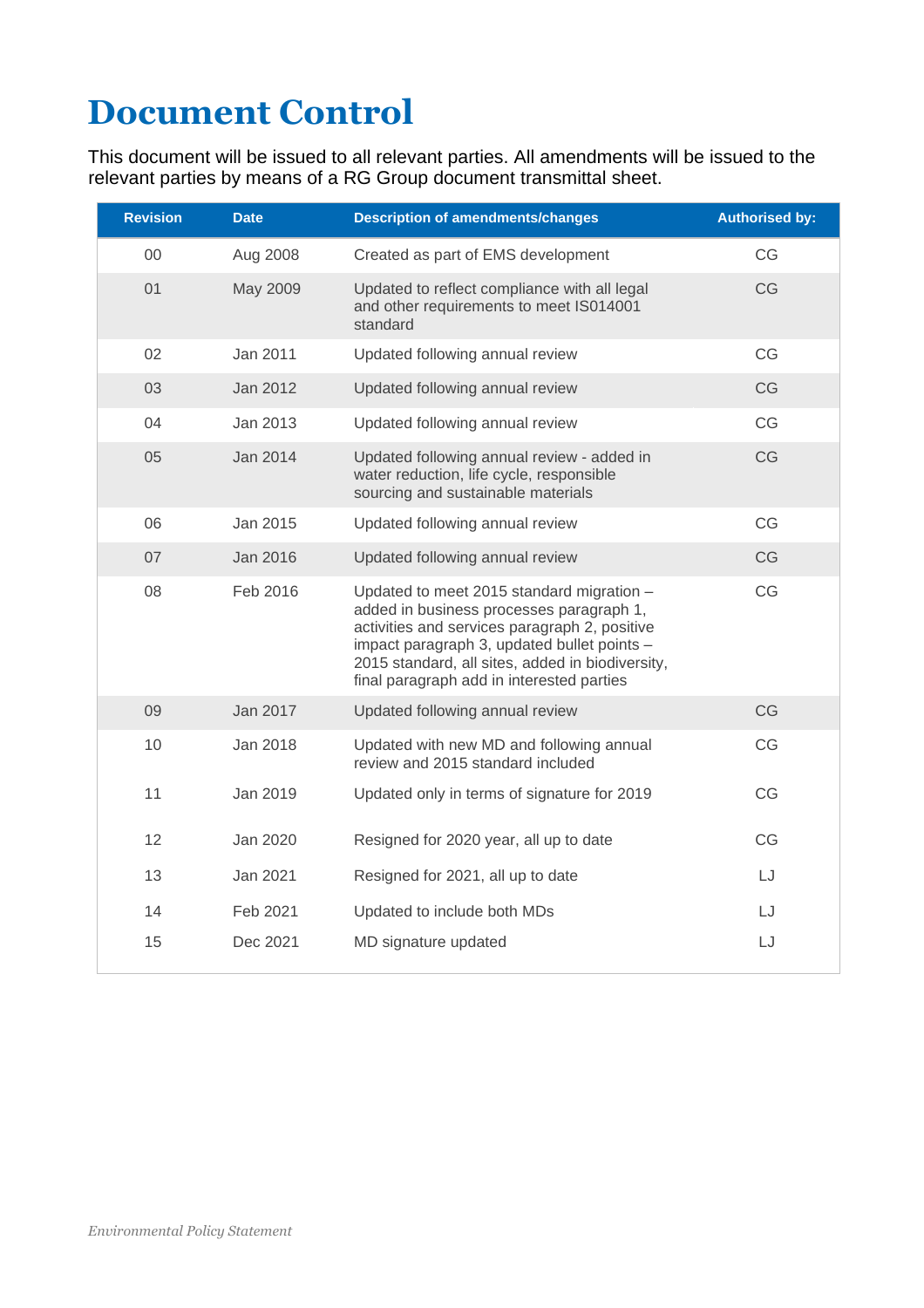# Document Control

This document will be issued to all relevant parties. All amendments will be issued to the relevant parties by means of a RG Group document transmittal sheet.

| Revision | Date | Description of amendments/changes | Authorised by: |
|---|---|---|---|
| 00 | Aug 2008 | Created as part of EMS development | CG |
| 01 | May 2009 | Updated to reflect compliance with all legal and other requirements to meet IS014001 standard | CG |
| 02 | Jan 2011 | Updated following annual review | CG |
| 03 | Jan 2012 | Updated following annual review | CG |
| 04 | Jan 2013 | Updated following annual review | CG |
| 05 | Jan 2014 | Updated following annual review - added in water reduction, life cycle, responsible sourcing and sustainable materials | CG |
| 06 | Jan 2015 | Updated following annual review | CG |
| 07 | Jan 2016 | Updated following annual review | CG |
| 08 | Feb 2016 | Updated to meet 2015 standard migration – added in business processes paragraph 1, activities and services paragraph 2, positive impact paragraph 3, updated bullet points – 2015 standard, all sites, added in biodiversity, final paragraph add in interested parties | CG |
| 09 | Jan 2017 | Updated following annual review | CG |
| 10 | Jan 2018 | Updated with new MD and following annual review and 2015 standard included | CG |
| 11 | Jan 2019 | Updated only in terms of signature for 2019 | CG |
| 12 | Jan 2020 | Resigned for 2020 year, all up to date | CG |
| 13 | Jan 2021 | Resigned for 2021, all up to date | LJ |
| 14 | Feb 2021 | Updated to include both MDs | LJ |
| 15 | Dec 2021 | MD signature updated | LJ |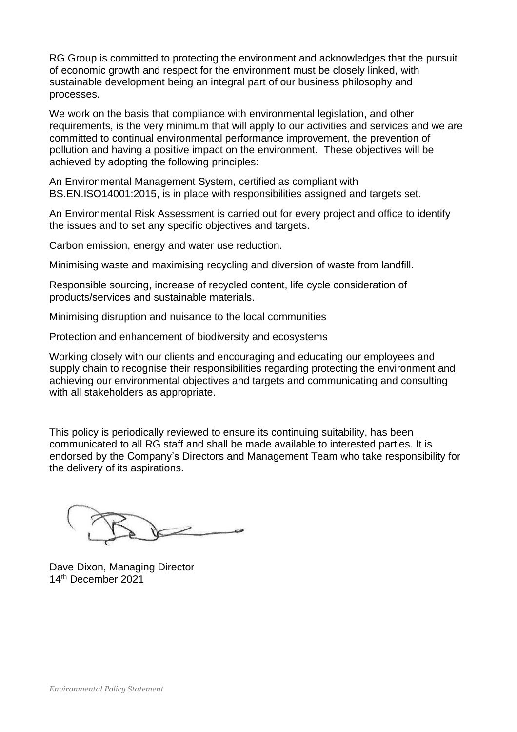RG Group is committed to protecting the environment and acknowledges that the pursuit of economic growth and respect for the environment must be closely linked, with sustainable development being an integral part of our business philosophy and processes.

We work on the basis that compliance with environmental legislation, and other requirements, is the very minimum that will apply to our activities and services and we are committed to continual environmental performance improvement, the prevention of pollution and having a positive impact on the environment. These objectives will be achieved by adopting the following principles:

An Environmental Management System, certified as compliant with BS.EN.ISO14001:2015, is in place with responsibilities assigned and targets set.

An Environmental Risk Assessment is carried out for every project and office to identify the issues and to set any specific objectives and targets.

Carbon emission, energy and water use reduction.

Minimising waste and maximising recycling and diversion of waste from landfill.

Responsible sourcing, increase of recycled content, life cycle consideration of products/services and sustainable materials.

Minimising disruption and nuisance to the local communities

Protection and enhancement of biodiversity and ecosystems

Working closely with our clients and encouraging and educating our employees and supply chain to recognise their responsibilities regarding protecting the environment and achieving our environmental objectives and targets and communicating and consulting with all stakeholders as appropriate.

This policy is periodically reviewed to ensure its continuing suitability, has been communicated to all RG staff and shall be made available to interested parties. It is endorsed by the Company's Directors and Management Team who take responsibility for the delivery of its aspirations.

Dave Dixon, Managing Director
14th December 2021